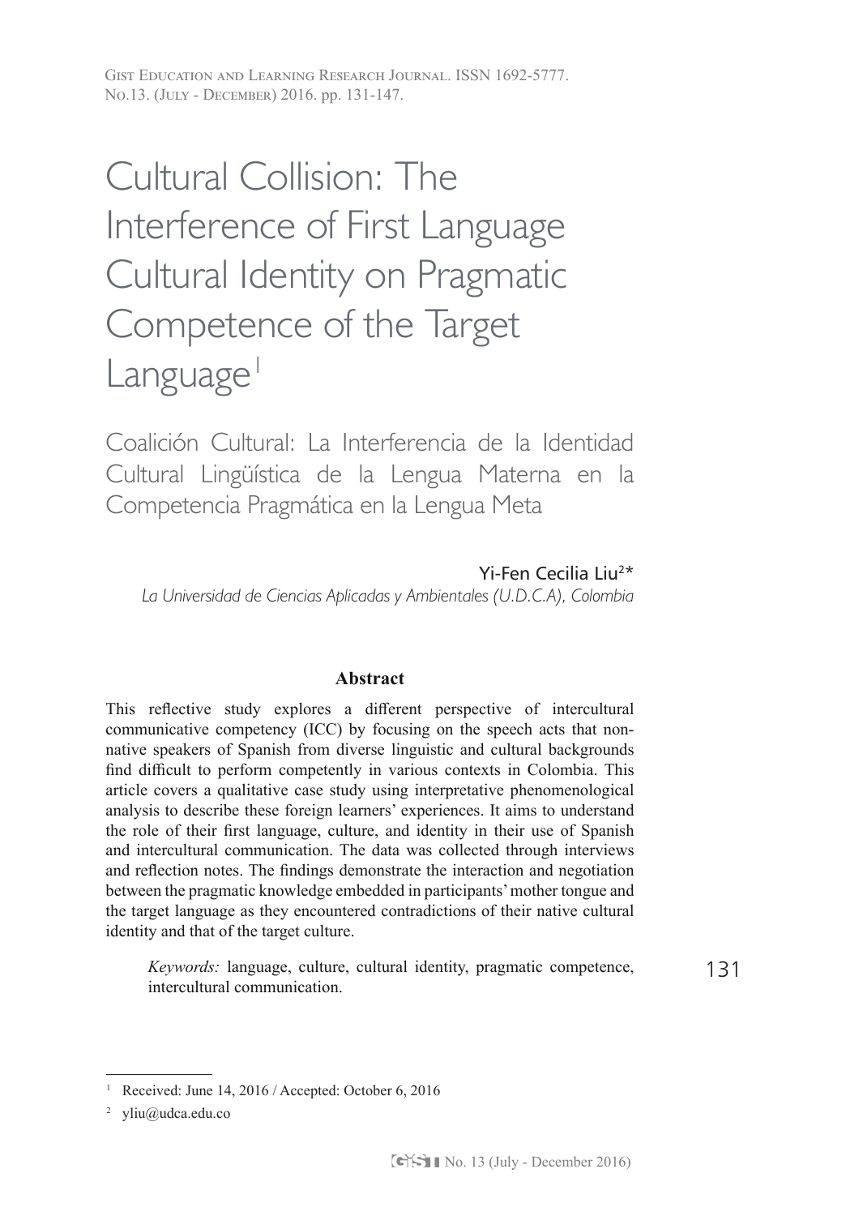# Cultural Collision: The Interference of First Language Cultural Identity on Pragmatic Competence of the Target Language[1]

## Coalición Cultural: La Interferencia de la Identidad Cultural Lingüística de la Lengua Materna en la Competencia Pragmática en la Lengua Meta

Yi-Fen Cecilia Liu[2]*

*La Universidad de Ciencias Aplicadas y Ambientales (U.D.C.A), Colombia*

### Abstract

This reflective study explores a different perspective of intercultural communicative competency (ICC) by focusing on the speech acts that non-native speakers of Spanish from diverse linguistic and cultural backgrounds find difficult to perform competently in various contexts in Colombia. This article covers a qualitative case study using interpretative phenomenological analysis to describe these foreign learners' experiences. It aims to understand the role of their first language, culture, and identity in their use of Spanish and intercultural communication. The data was collected through interviews and reflection notes. The findings demonstrate the interaction and negotiation between the pragmatic knowledge embedded in participants' mother tongue and the target language as they encountered contradictions of their native cultural identity and that of the target culture.

*Keywords:* language, culture, cultural identity, pragmatic competence, intercultural communication.

---

[1] Received: June 14, 2016 / Accepted: October 6, 2016

[2] yliu@udca.edu.co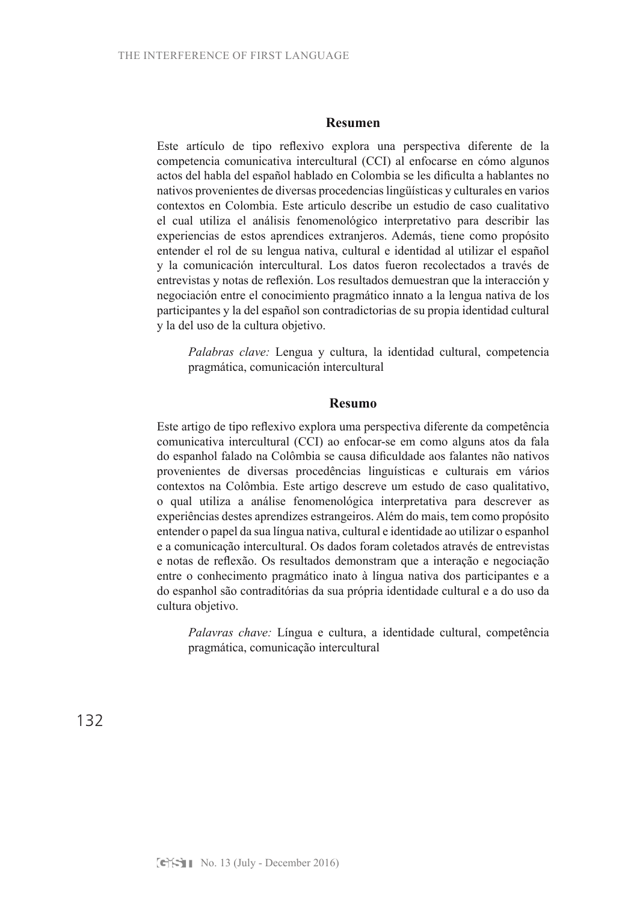## Resumen

Este artículo de tipo reflexivo explora una perspectiva diferente de la competencia comunicativa intercultural (CCI) al enfocarse en cómo algunos actos del habla del español hablado en Colombia se les dificulta a hablantes no nativos provenientes de diversas procedencias lingüísticas y culturales en varios contextos en Colombia. Este articulo describe un estudio de caso cualitativo el cual utiliza el análisis fenomenológico interpretativo para describir las experiencias de estos aprendices extranjeros. Además, tiene como propósito entender el rol de su lengua nativa, cultural e identidad al utilizar el español y la comunicación intercultural. Los datos fueron recolectados a través de entrevistas y notas de reflexión. Los resultados demuestran que la interacción y negociación entre el conocimiento pragmático innato a la lengua nativa de los participantes y la del español son contradictorias de su propia identidad cultural y la del uso de la cultura objetivo.

*Palabras clave:* Lengua y cultura, la identidad cultural, competencia pragmática, comunicación intercultural

## Resumo

Este artigo de tipo reflexivo explora uma perspectiva diferente da competência comunicativa intercultural (CCI) ao enfocar-se em como alguns atos da fala do espanhol falado na Colômbia se causa dificuldade aos falantes não nativos provenientes de diversas procedências linguísticas e culturais em vários contextos na Colômbia. Este artigo descreve um estudo de caso qualitativo, o qual utiliza a análise fenomenológica interpretativa para descrever as experiências destes aprendizes estrangeiros. Além do mais, tem como propósito entender o papel da sua língua nativa, cultural e identidade ao utilizar o espanhol e a comunicação intercultural. Os dados foram coletados através de entrevistas e notas de reflexão. Os resultados demonstram que a interação e negociação entre o conhecimento pragmático inato à língua nativa dos participantes e a do espanhol são contraditórias da sua própria identidade cultural e a do uso da cultura objetivo.

*Palavras chave:* Língua e cultura, a identidade cultural, competência pragmática, comunicação intercultural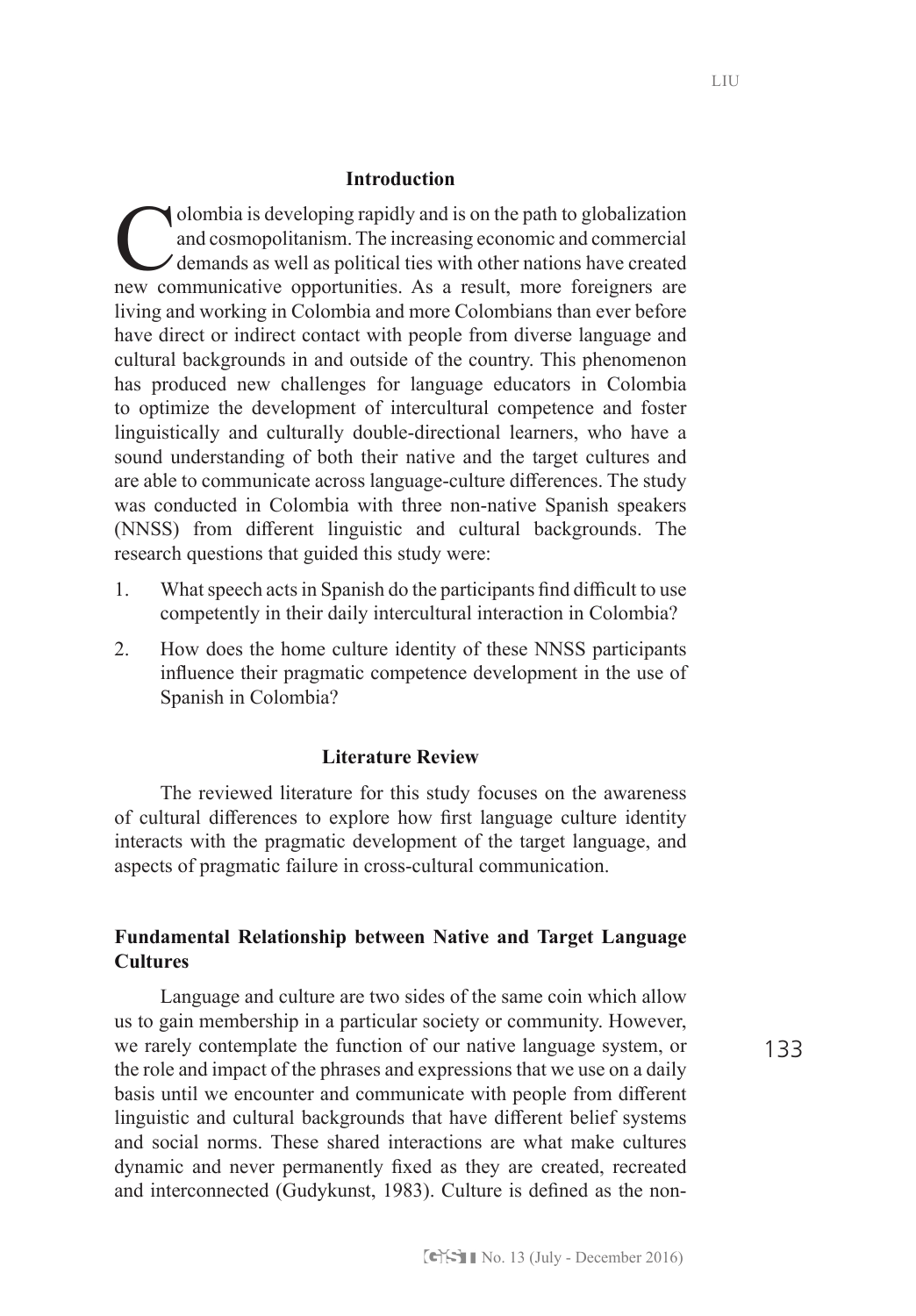## Introduction

Colombia is developing rapidly and is on the path to globalization and cosmopolitanism. The increasing economic and commercial demands as well as political ties with other nations have created new communicative opportunities. As a result, more foreigners are living and working in Colombia and more Colombians than ever before have direct or indirect contact with people from diverse language and cultural backgrounds in and outside of the country. This phenomenon has produced new challenges for language educators in Colombia to optimize the development of intercultural competence and foster linguistically and culturally double-directional learners, who have a sound understanding of both their native and the target cultures and are able to communicate across language-culture differences. The study was conducted in Colombia with three non-native Spanish speakers (NNSS) from different linguistic and cultural backgrounds. The research questions that guided this study were:

1. What speech acts in Spanish do the participants find difficult to use competently in their daily intercultural interaction in Colombia?
2. How does the home culture identity of these NNSS participants influence their pragmatic competence development in the use of Spanish in Colombia?

## Literature Review

The reviewed literature for this study focuses on the awareness of cultural differences to explore how first language culture identity interacts with the pragmatic development of the target language, and aspects of pragmatic failure in cross-cultural communication.

### Fundamental Relationship between Native and Target Language Cultures

Language and culture are two sides of the same coin which allow us to gain membership in a particular society or community. However, we rarely contemplate the function of our native language system, or the role and impact of the phrases and expressions that we use on a daily basis until we encounter and communicate with people from different linguistic and cultural backgrounds that have different belief systems and social norms. These shared interactions are what make cultures dynamic and never permanently fixed as they are created, recreated and interconnected (Gudykunst, 1983). Culture is defined as the non-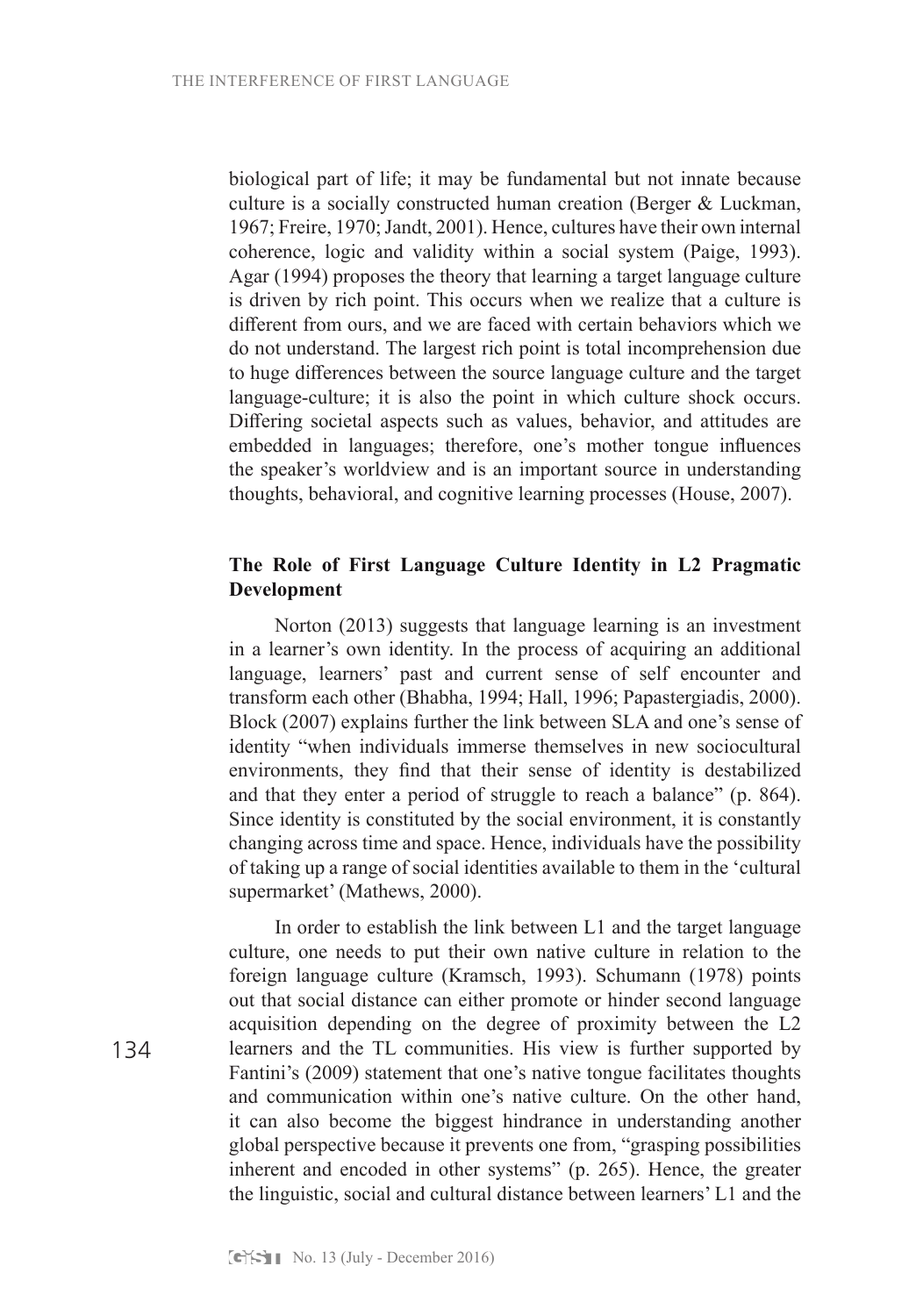biological part of life; it may be fundamental but not innate because culture is a socially constructed human creation (Berger & Luckman, 1967; Freire, 1970; Jandt, 2001). Hence, cultures have their own internal coherence, logic and validity within a social system (Paige, 1993). Agar (1994) proposes the theory that learning a target language culture is driven by rich point. This occurs when we realize that a culture is different from ours, and we are faced with certain behaviors which we do not understand. The largest rich point is total incomprehension due to huge differences between the source language culture and the target language-culture; it is also the point in which culture shock occurs. Differing societal aspects such as values, behavior, and attitudes are embedded in languages; therefore, one's mother tongue influences the speaker's worldview and is an important source in understanding thoughts, behavioral, and cognitive learning processes (House, 2007).

## The Role of First Language Culture Identity in L2 Pragmatic Development

Norton (2013) suggests that language learning is an investment in a learner's own identity. In the process of acquiring an additional language, learners' past and current sense of self encounter and transform each other (Bhabha, 1994; Hall, 1996; Papastergiadis, 2000). Block (2007) explains further the link between SLA and one's sense of identity "when individuals immerse themselves in new sociocultural environments, they find that their sense of identity is destabilized and that they enter a period of struggle to reach a balance" (p. 864). Since identity is constituted by the social environment, it is constantly changing across time and space. Hence, individuals have the possibility of taking up a range of social identities available to them in the 'cultural supermarket' (Mathews, 2000).

In order to establish the link between L1 and the target language culture, one needs to put their own native culture in relation to the foreign language culture (Kramsch, 1993). Schumann (1978) points out that social distance can either promote or hinder second language acquisition depending on the degree of proximity between the L2 learners and the TL communities. His view is further supported by Fantini's (2009) statement that one's native tongue facilitates thoughts and communication within one's native culture. On the other hand, it can also become the biggest hindrance in understanding another global perspective because it prevents one from, "grasping possibilities inherent and encoded in other systems" (p. 265). Hence, the greater the linguistic, social and cultural distance between learners' L1 and the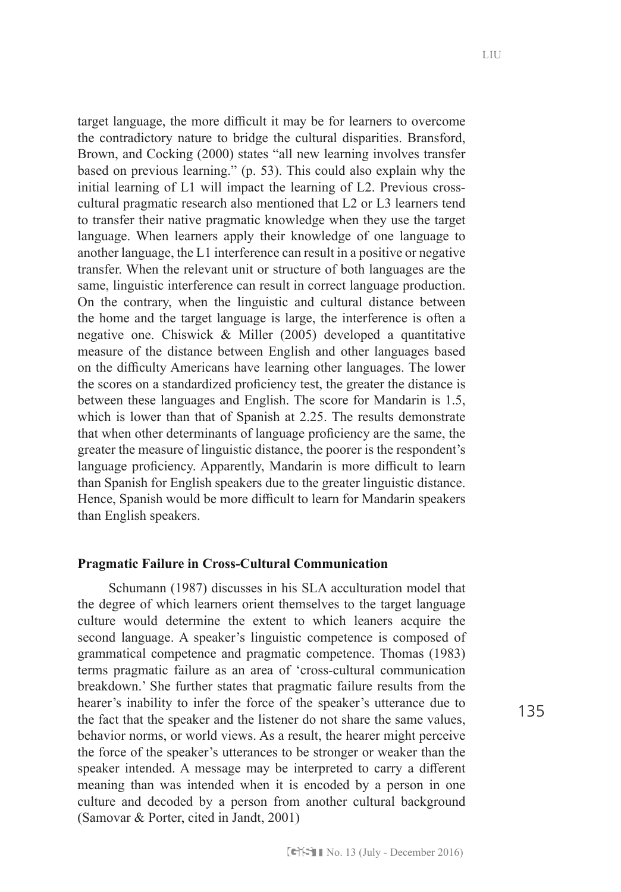target language, the more difficult it may be for learners to overcome the contradictory nature to bridge the cultural disparities. Bransford, Brown, and Cocking (2000) states "all new learning involves transfer based on previous learning." (p. 53). This could also explain why the initial learning of L1 will impact the learning of L2. Previous cross-cultural pragmatic research also mentioned that L2 or L3 learners tend to transfer their native pragmatic knowledge when they use the target language. When learners apply their knowledge of one language to another language, the L1 interference can result in a positive or negative transfer. When the relevant unit or structure of both languages are the same, linguistic interference can result in correct language production. On the contrary, when the linguistic and cultural distance between the home and the target language is large, the interference is often a negative one. Chiswick & Miller (2005) developed a quantitative measure of the distance between English and other languages based on the difficulty Americans have learning other languages. The lower the scores on a standardized proficiency test, the greater the distance is between these languages and English. The score for Mandarin is 1.5, which is lower than that of Spanish at 2.25. The results demonstrate that when other determinants of language proficiency are the same, the greater the measure of linguistic distance, the poorer is the respondent's language proficiency. Apparently, Mandarin is more difficult to learn than Spanish for English speakers due to the greater linguistic distance. Hence, Spanish would be more difficult to learn for Mandarin speakers than English speakers.

## Pragmatic Failure in Cross-Cultural Communication

Schumann (1987) discusses in his SLA acculturation model that the degree of which learners orient themselves to the target language culture would determine the extent to which leaners acquire the second language. A speaker's linguistic competence is composed of grammatical competence and pragmatic competence. Thomas (1983) terms pragmatic failure as an area of 'cross-cultural communication breakdown.' She further states that pragmatic failure results from the hearer's inability to infer the force of the speaker's utterance due to the fact that the speaker and the listener do not share the same values, behavior norms, or world views. As a result, the hearer might perceive the force of the speaker's utterances to be stronger or weaker than the speaker intended. A message may be interpreted to carry a different meaning than was intended when it is encoded by a person in one culture and decoded by a person from another cultural background (Samovar & Porter, cited in Jandt, 2001)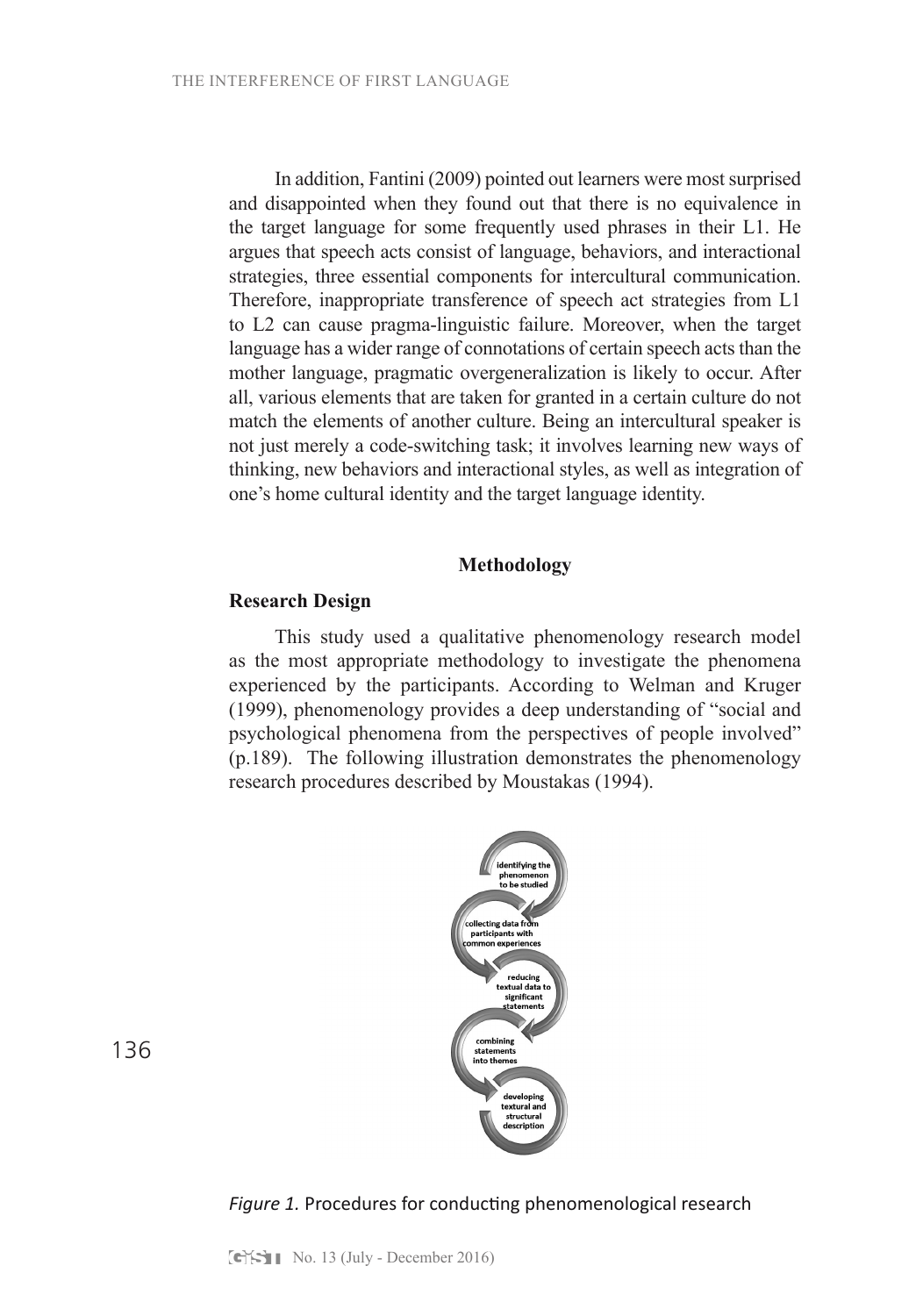In addition, Fantini (2009) pointed out learners were most surprised and disappointed when they found out that there is no equivalence in the target language for some frequently used phrases in their L1. He argues that speech acts consist of language, behaviors, and interactional strategies, three essential components for intercultural communication. Therefore, inappropriate transference of speech act strategies from L1 to L2 can cause pragma-linguistic failure. Moreover, when the target language has a wider range of connotations of certain speech acts than the mother language, pragmatic overgeneralization is likely to occur. After all, various elements that are taken for granted in a certain culture do not match the elements of another culture. Being an intercultural speaker is not just merely a code-switching task; it involves learning new ways of thinking, new behaviors and interactional styles, as well as integration of one's home cultural identity and the target language identity.

## Methodology

### Research Design

This study used a qualitative phenomenology research model as the most appropriate methodology to investigate the phenomena experienced by the participants. According to Welman and Kruger (1999), phenomenology provides a deep understanding of "social and psychological phenomena from the perspectives of people involved" (p.189). The following illustration demonstrates the phenomenology research procedures described by Moustakas (1994).

identifying the phenomenon to be studied

collecting data from participants with common experiences

reducing textual data to significant statements

combining statements into themes

developing textural and structural description

*Figure 1.* Procedures for conducting phenomenological research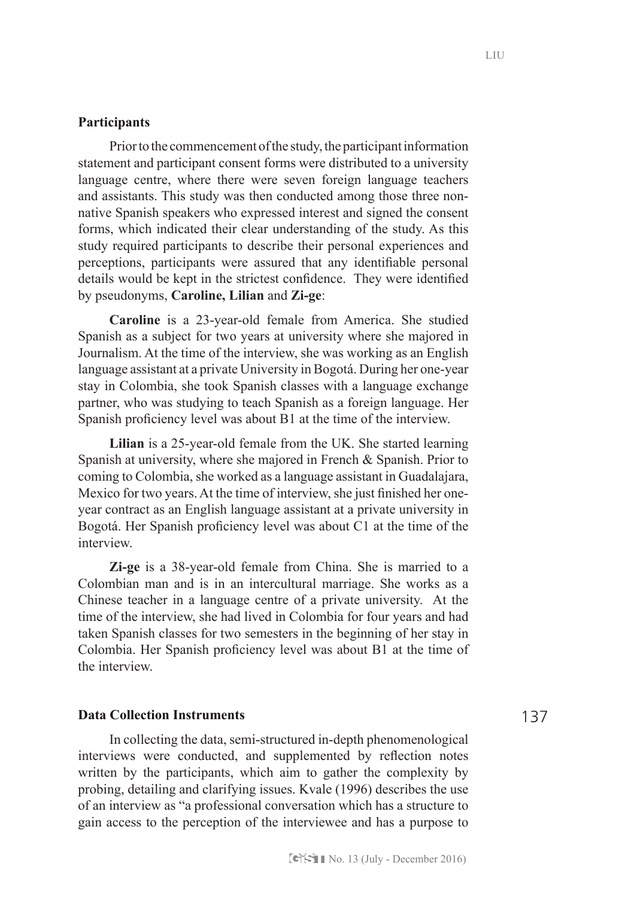### Participants

Prior to the commencement of the study, the participant information statement and participant consent forms were distributed to a university language centre, where there were seven foreign language teachers and assistants. This study was then conducted among those three non-native Spanish speakers who expressed interest and signed the consent forms, which indicated their clear understanding of the study. As this study required participants to describe their personal experiences and perceptions, participants were assured that any identifiable personal details would be kept in the strictest confidence. They were identified by pseudonyms, **Caroline, Lilian** and **Zi-ge**:

**Caroline** is a 23-year-old female from America. She studied Spanish as a subject for two years at university where she majored in Journalism. At the time of the interview, she was working as an English language assistant at a private University in Bogotá. During her one-year stay in Colombia, she took Spanish classes with a language exchange partner, who was studying to teach Spanish as a foreign language. Her Spanish proficiency level was about B1 at the time of the interview.

**Lilian** is a 25-year-old female from the UK. She started learning Spanish at university, where she majored in French & Spanish. Prior to coming to Colombia, she worked as a language assistant in Guadalajara, Mexico for two years. At the time of interview, she just finished her one-year contract as an English language assistant at a private university in Bogotá. Her Spanish proficiency level was about C1 at the time of the interview.

**Zi-ge** is a 38-year-old female from China. She is married to a Colombian man and is in an intercultural marriage. She works as a Chinese teacher in a language centre of a private university. At the time of the interview, she had lived in Colombia for four years and had taken Spanish classes for two semesters in the beginning of her stay in Colombia. Her Spanish proficiency level was about B1 at the time of the interview.

### Data Collection Instruments

In collecting the data, semi-structured in-depth phenomenological interviews were conducted, and supplemented by reflection notes written by the participants, which aim to gather the complexity by probing, detailing and clarifying issues. Kvale (1996) describes the use of an interview as "a professional conversation which has a structure to gain access to the perception of the interviewee and has a purpose to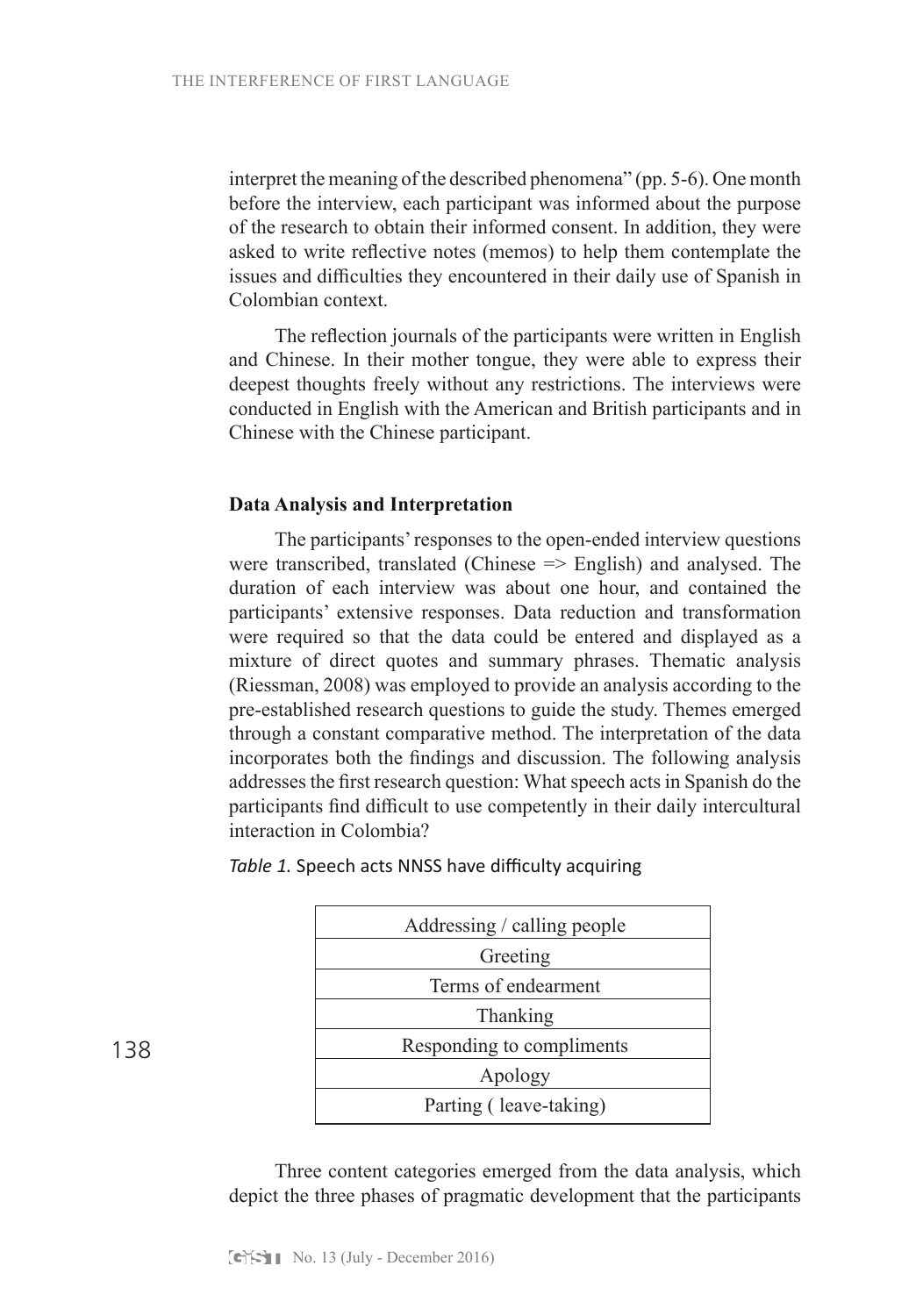interpret the meaning of the described phenomena" (pp. 5-6). One month before the interview, each participant was informed about the purpose of the research to obtain their informed consent. In addition, they were asked to write reflective notes (memos) to help them contemplate the issues and difficulties they encountered in their daily use of Spanish in Colombian context.

The reflection journals of the participants were written in English and Chinese. In their mother tongue, they were able to express their deepest thoughts freely without any restrictions. The interviews were conducted in English with the American and British participants and in Chinese with the Chinese participant.

### Data Analysis and Interpretation

The participants' responses to the open-ended interview questions were transcribed, translated (Chinese => English) and analysed. The duration of each interview was about one hour, and contained the participants' extensive responses. Data reduction and transformation were required so that the data could be entered and displayed as a mixture of direct quotes and summary phrases. Thematic analysis (Riessman, 2008) was employed to provide an analysis according to the pre-established research questions to guide the study. Themes emerged through a constant comparative method. The interpretation of the data incorporates both the findings and discussion. The following analysis addresses the first research question: What speech acts in Spanish do the participants find difficult to use competently in their daily intercultural interaction in Colombia?

*Table 1.* Speech acts NNSS have difficulty acquiring

| Addressing / calling people |
|---|
| Greeting |
| Terms of endearment |
| Thanking |
| Responding to compliments |
| Apology |
| Parting ( leave-taking) |

Three content categories emerged from the data analysis, which depict the three phases of pragmatic development that the participants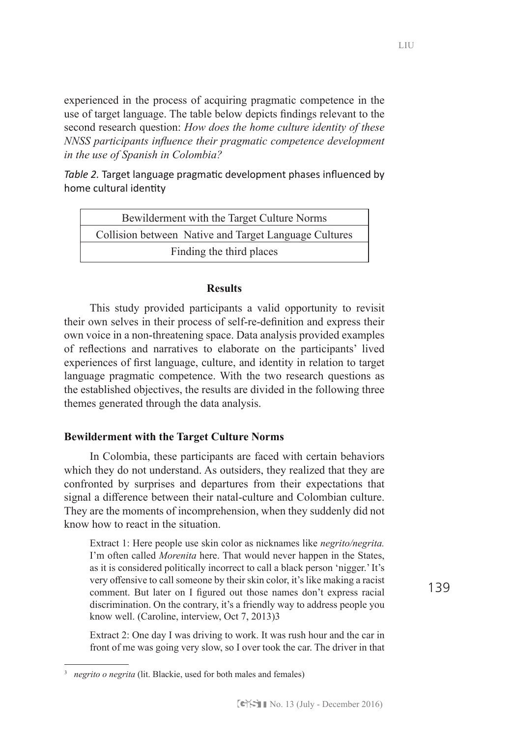experienced in the process of acquiring pragmatic competence in the use of target language. The table below depicts findings relevant to the second research question: *How does the home culture identity of these NNSS participants influence their pragmatic competence development in the use of Spanish in Colombia?*

*Table 2.* Target language pragmatic development phases influenced by home cultural identity

| Bewilderment with the Target Culture Norms |
|---|
| Collision between Native and Target Language Cultures |
| Finding the third places |

## Results

This study provided participants a valid opportunity to revisit their own selves in their process of self-re-definition and express their own voice in a non-threatening space. Data analysis provided examples of reflections and narratives to elaborate on the participants' lived experiences of first language, culture, and identity in relation to target language pragmatic competence. With the two research questions as the established objectives, the results are divided in the following three themes generated through the data analysis.

### Bewilderment with the Target Culture Norms

In Colombia, these participants are faced with certain behaviors which they do not understand. As outsiders, they realized that they are confronted by surprises and departures from their expectations that signal a difference between their natal-culture and Colombian culture. They are the moments of incomprehension, when they suddenly did not know how to react in the situation.

> Extract 1: Here people use skin color as nicknames like *negrito/negrita.* I'm often called *Morenita* here. That would never happen in the States, as it is considered politically incorrect to call a black person 'nigger.' It's very offensive to call someone by their skin color, it's like making a racist comment. But later on I figured out those names don't express racial discrimination. On the contrary, it's a friendly way to address people you know well. (Caroline, interview, Oct 7, 2013)[3]

> Extract 2: One day I was driving to work. It was rush hour and the car in front of me was going very slow, so I over took the car. The driver in that

[3] *negrito o negrita* (lit. Blackie, used for both males and females)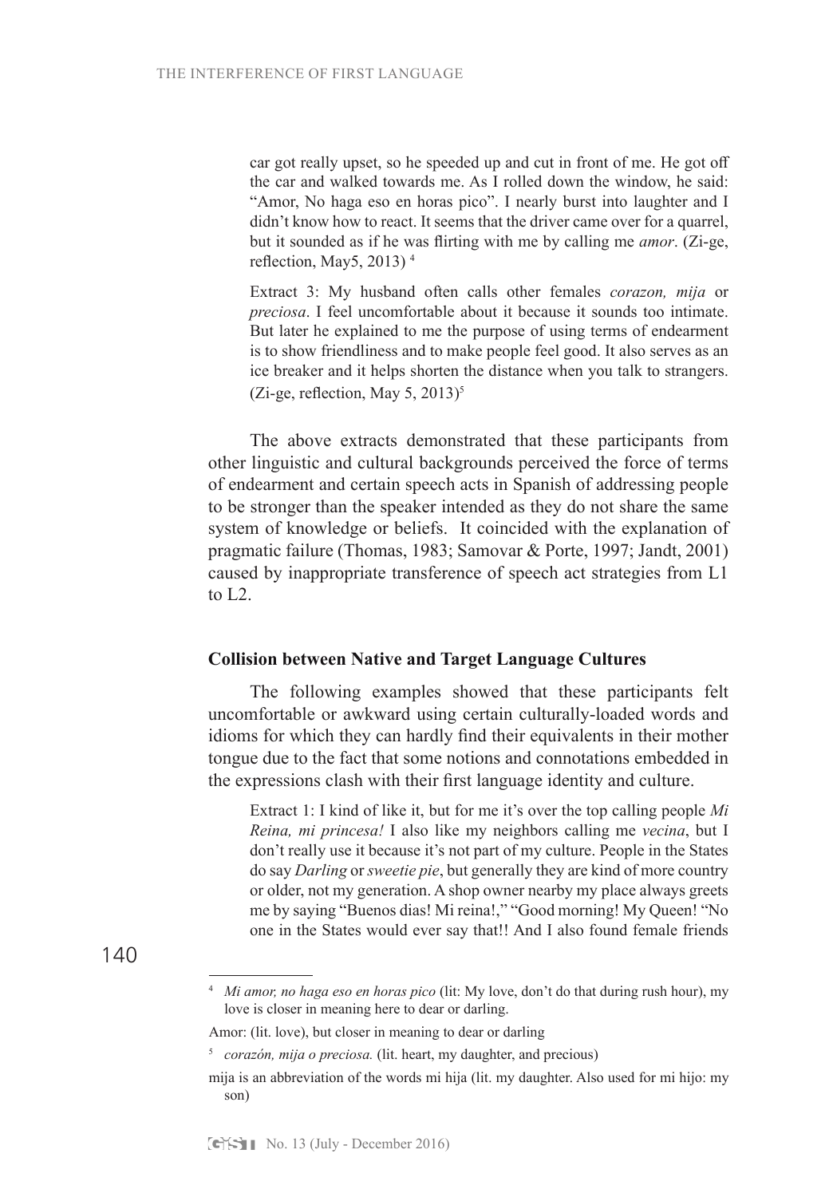car got really upset, so he speeded up and cut in front of me. He got off the car and walked towards me. As I rolled down the window, he said: "Amor, No haga eso en horas pico". I nearly burst into laughter and I didn't know how to react. It seems that the driver came over for a quarrel, but it sounded as if he was flirting with me by calling me *amor*. (Zi-ge, reflection, May5, 2013) [4]

Extract 3: My husband often calls other females *corazon, mija* or *preciosa*. I feel uncomfortable about it because it sounds too intimate. But later he explained to me the purpose of using terms of endearment is to show friendliness and to make people feel good. It also serves as an ice breaker and it helps shorten the distance when you talk to strangers. (Zi-ge, reflection, May 5, 2013)[5]

The above extracts demonstrated that these participants from other linguistic and cultural backgrounds perceived the force of terms of endearment and certain speech acts in Spanish of addressing people to be stronger than the speaker intended as they do not share the same system of knowledge or beliefs. It coincided with the explanation of pragmatic failure (Thomas, 1983; Samovar & Porte, 1997; Jandt, 2001) caused by inappropriate transference of speech act strategies from L1 to L2.

### Collision between Native and Target Language Cultures

The following examples showed that these participants felt uncomfortable or awkward using certain culturally-loaded words and idioms for which they can hardly find their equivalents in their mother tongue due to the fact that some notions and connotations embedded in the expressions clash with their first language identity and culture.

Extract 1: I kind of like it, but for me it's over the top calling people *Mi Reina, mi princesa!* I also like my neighbors calling me *vecina*, but I don't really use it because it's not part of my culture. People in the States do say *Darling* or *sweetie pie*, but generally they are kind of more country or older, not my generation. A shop owner nearby my place always greets me by saying "Buenos dias! Mi reina!," "Good morning! My Queen! "No one in the States would ever say that!! And I also found female friends

---

[4] *Mi amor, no haga eso en horas pico* (lit: My love, don't do that during rush hour), my love is closer in meaning here to dear or darling.

Amor: (lit. love), but closer in meaning to dear or darling

[5] *corazón, mija o preciosa.* (lit. heart, my daughter, and precious)

mija is an abbreviation of the words mi hija (lit. my daughter. Also used for mi hijo: my son)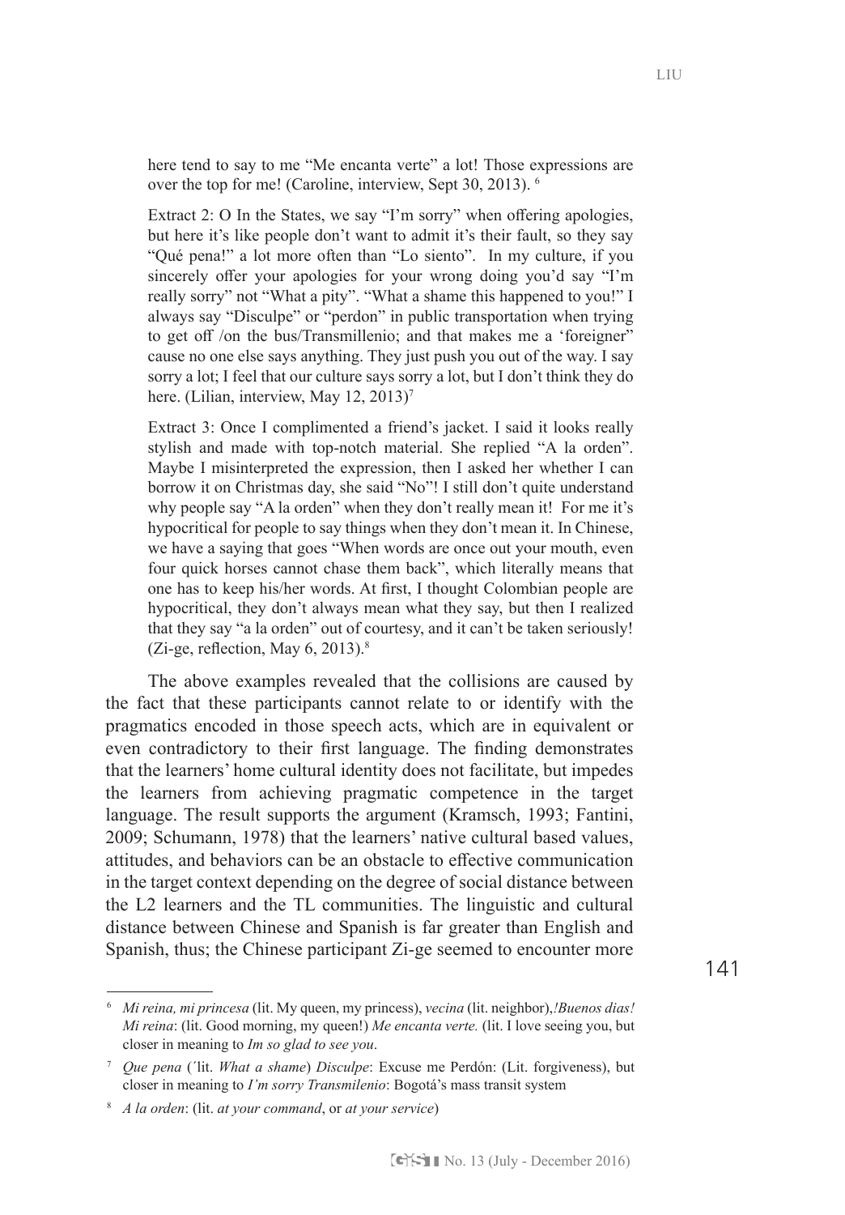here tend to say to me "Me encanta verte" a lot! Those expressions are over the top for me! (Caroline, interview, Sept 30, 2013). [6]

> Extract 2: O In the States, we say "I'm sorry" when offering apologies, but here it's like people don't want to admit it's their fault, so they say "Qué pena!" a lot more often than "Lo siento". In my culture, if you sincerely offer your apologies for your wrong doing you'd say "I'm really sorry" not "What a pity". "What a shame this happened to you!" I always say "Disculpe" or "perdon" in public transportation when trying to get off /on the bus/Transmillenio; and that makes me a 'foreigner' cause no one else says anything. They just push you out of the way. I say sorry a lot; I feel that our culture says sorry a lot, but I don't think they do here. (Lilian, interview, May 12, 2013)[7]

> Extract 3: Once I complimented a friend's jacket. I said it looks really stylish and made with top-notch material. She replied "A la orden". Maybe I misinterpreted the expression, then I asked her whether I can borrow it on Christmas day, she said "No"! I still don't quite understand why people say "A la orden" when they don't really mean it! For me it's hypocritical for people to say things when they don't mean it. In Chinese, we have a saying that goes "When words are once out your mouth, even four quick horses cannot chase them back", which literally means that one has to keep his/her words. At first, I thought Colombian people are hypocritical, they don't always mean what they say, but then I realized that they say "a la orden" out of courtesy, and it can't be taken seriously! (Zi-ge, reflection, May 6, 2013).[8]

The above examples revealed that the collisions are caused by the fact that these participants cannot relate to or identify with the pragmatics encoded in those speech acts, which are in equivalent or even contradictory to their first language. The finding demonstrates that the learners' home cultural identity does not facilitate, but impedes the learners from achieving pragmatic competence in the target language. The result supports the argument (Kramsch, 1993; Fantini, 2009; Schumann, 1978) that the learners' native cultural based values, attitudes, and behaviors can be an obstacle to effective communication in the target context depending on the degree of social distance between the L2 learners and the TL communities. The linguistic and cultural distance between Chinese and Spanish is far greater than English and Spanish, thus; the Chinese participant Zi-ge seemed to encounter more

---

[6] *Mi reina, mi princesa* (lit. My queen, my princess), *vecina* (lit. neighbor),*!Buenos dias! Mi reina*: (lit. Good morning, my queen!) *Me encanta verte.* (lit. I love seeing you, but closer in meaning to *Im so glad to see you*.

[7] *Que pena* (´lit. *What a shame*) *Disculpe*: Excuse me Perdón: (Lit. forgiveness), but closer in meaning to *I'm sorry Transmilenio*: Bogotá's mass transit system

[8] *A la orden*: (lit. *at your command*, or *at your service*)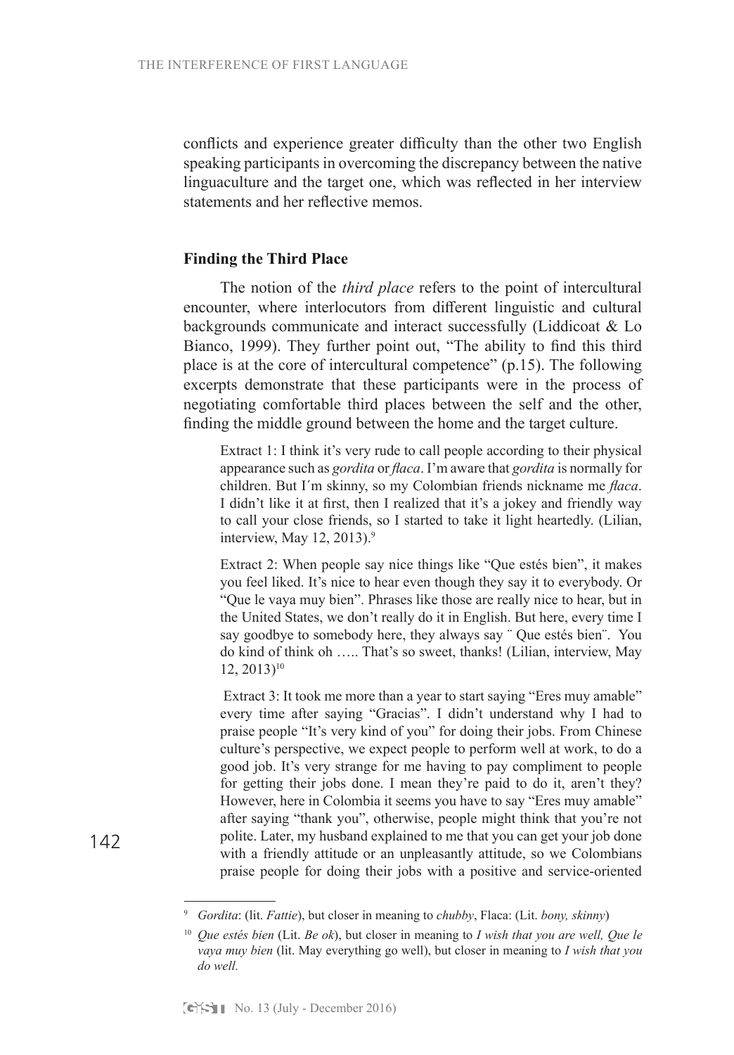conflicts and experience greater difficulty than the other two English speaking participants in overcoming the discrepancy between the native linguaculture and the target one, which was reflected in her interview statements and her reflective memos.

### Finding the Third Place

The notion of the *third place* refers to the point of intercultural encounter, where interlocutors from different linguistic and cultural backgrounds communicate and interact successfully (Liddicoat & Lo Bianco, 1999). They further point out, "The ability to find this third place is at the core of intercultural competence" (p.15). The following excerpts demonstrate that these participants were in the process of negotiating comfortable third places between the self and the other, finding the middle ground between the home and the target culture.

> Extract 1: I think it's very rude to call people according to their physical appearance such as *gordita* or *flaca*. I'm aware that *gordita* is normally for children. But I´m skinny, so my Colombian friends nickname me *flaca*. I didn't like it at first, then I realized that it's a jokey and friendly way to call your close friends, so I started to take it light heartedly. (Lilian, interview, May 12, 2013).[9]

> Extract 2: When people say nice things like "Que estés bien", it makes you feel liked. It's nice to hear even though they say it to everybody. Or "Que le vaya muy bien". Phrases like those are really nice to hear, but in the United States, we don't really do it in English. But here, every time I say goodbye to somebody here, they always say ¨ Que estés bien¨. You do kind of think oh ….. That's so sweet, thanks! (Lilian, interview, May 12, 2013)[10]

> Extract 3: It took me more than a year to start saying "Eres muy amable" every time after saying "Gracias". I didn't understand why I had to praise people "It's very kind of you" for doing their jobs. From Chinese culture's perspective, we expect people to perform well at work, to do a good job. It's very strange for me having to pay compliment to people for getting their jobs done. I mean they're paid to do it, aren't they? However, here in Colombia it seems you have to say "Eres muy amable" after saying "thank you", otherwise, people might think that you're not polite. Later, my husband explained to me that you can get your job done with a friendly attitude or an unpleasantly attitude, so we Colombians praise people for doing their jobs with a positive and service-oriented

---

[9] *Gordita*: (lit. *Fattie*), but closer in meaning to *chubby*, Flaca: (Lit. *bony, skinny*)

[10] *Que estés bien* (Lit. *Be ok*), but closer in meaning to *I wish that you are well, Que le vaya muy bien* (lit. May everything go well), but closer in meaning to *I wish that you do well.*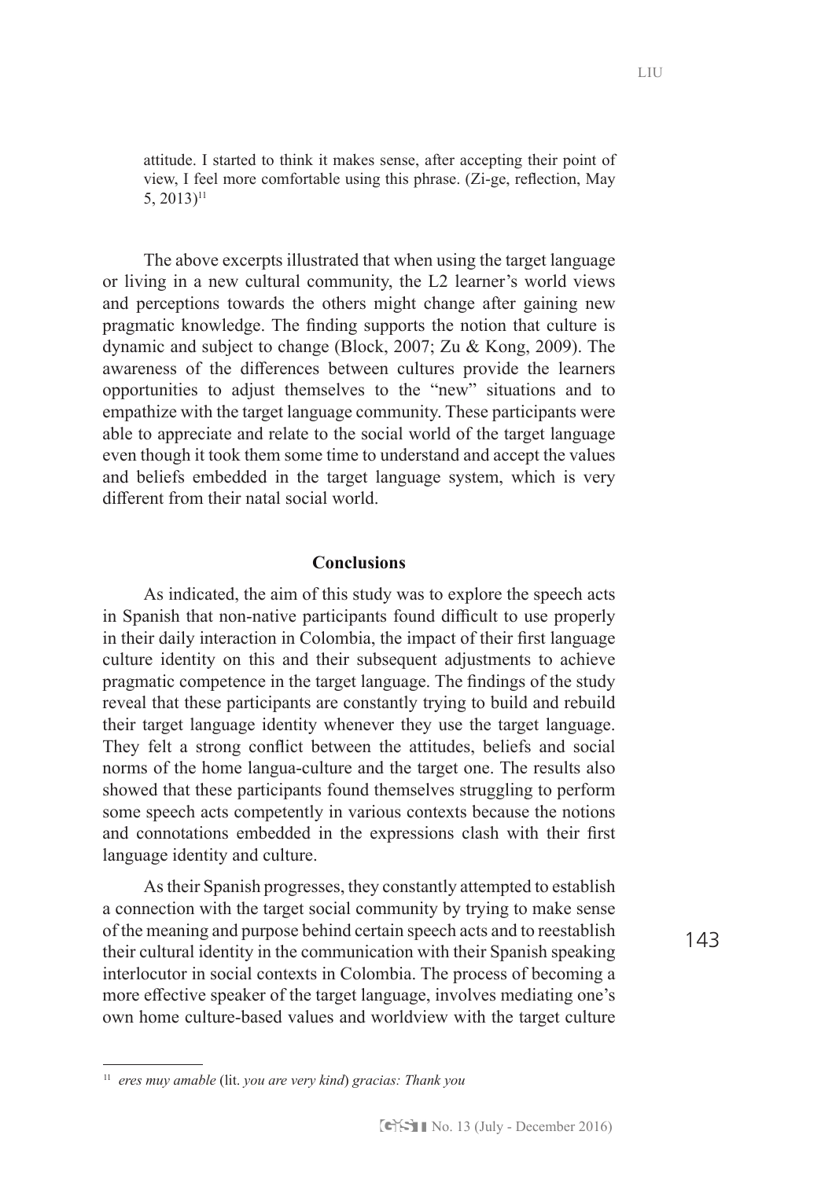> attitude. I started to think it makes sense, after accepting their point of view, I feel more comfortable using this phrase. (Zi-ge, reflection, May 5, 2013)[11]

The above excerpts illustrated that when using the target language or living in a new cultural community, the L2 learner's world views and perceptions towards the others might change after gaining new pragmatic knowledge. The finding supports the notion that culture is dynamic and subject to change (Block, 2007; Zu & Kong, 2009). The awareness of the differences between cultures provide the learners opportunities to adjust themselves to the "new" situations and to empathize with the target language community. These participants were able to appreciate and relate to the social world of the target language even though it took them some time to understand and accept the values and beliefs embedded in the target language system, which is very different from their natal social world.

## Conclusions

As indicated, the aim of this study was to explore the speech acts in Spanish that non-native participants found difficult to use properly in their daily interaction in Colombia, the impact of their first language culture identity on this and their subsequent adjustments to achieve pragmatic competence in the target language. The findings of the study reveal that these participants are constantly trying to build and rebuild their target language identity whenever they use the target language. They felt a strong conflict between the attitudes, beliefs and social norms of the home langua-culture and the target one. The results also showed that these participants found themselves struggling to perform some speech acts competently in various contexts because the notions and connotations embedded in the expressions clash with their first language identity and culture.

As their Spanish progresses, they constantly attempted to establish a connection with the target social community by trying to make sense of the meaning and purpose behind certain speech acts and to reestablish their cultural identity in the communication with their Spanish speaking interlocutor in social contexts in Colombia. The process of becoming a more effective speaker of the target language, involves mediating one's own home culture-based values and worldview with the target culture

---

[11] *eres muy amable* (lit. *you are very kind*) *gracias: Thank you*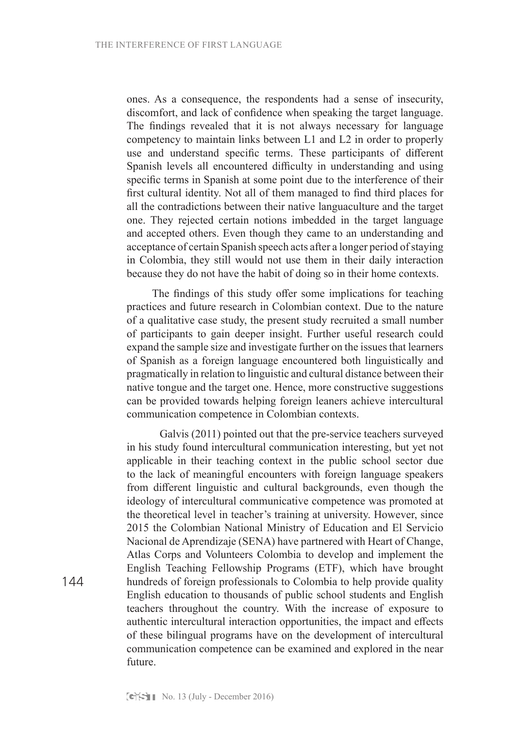ones. As a consequence, the respondents had a sense of insecurity, discomfort, and lack of confidence when speaking the target language. The findings revealed that it is not always necessary for language competency to maintain links between L1 and L2 in order to properly use and understand specific terms. These participants of different Spanish levels all encountered difficulty in understanding and using specific terms in Spanish at some point due to the interference of their first cultural identity. Not all of them managed to find third places for all the contradictions between their native languaculture and the target one. They rejected certain notions imbedded in the target language and accepted others. Even though they came to an understanding and acceptance of certain Spanish speech acts after a longer period of staying in Colombia, they still would not use them in their daily interaction because they do not have the habit of doing so in their home contexts.

The findings of this study offer some implications for teaching practices and future research in Colombian context. Due to the nature of a qualitative case study, the present study recruited a small number of participants to gain deeper insight. Further useful research could expand the sample size and investigate further on the issues that learners of Spanish as a foreign language encountered both linguistically and pragmatically in relation to linguistic and cultural distance between their native tongue and the target one. Hence, more constructive suggestions can be provided towards helping foreign leaners achieve intercultural communication competence in Colombian contexts.

Galvis (2011) pointed out that the pre-service teachers surveyed in his study found intercultural communication interesting, but yet not applicable in their teaching context in the public school sector due to the lack of meaningful encounters with foreign language speakers from different linguistic and cultural backgrounds, even though the ideology of intercultural communicative competence was promoted at the theoretical level in teacher's training at university. However, since 2015 the Colombian National Ministry of Education and El Servicio Nacional de Aprendizaje (SENA) have partnered with Heart of Change, Atlas Corps and Volunteers Colombia to develop and implement the English Teaching Fellowship Programs (ETF), which have brought hundreds of foreign professionals to Colombia to help provide quality English education to thousands of public school students and English teachers throughout the country. With the increase of exposure to authentic intercultural interaction opportunities, the impact and effects of these bilingual programs have on the development of intercultural communication competence can be examined and explored in the near future.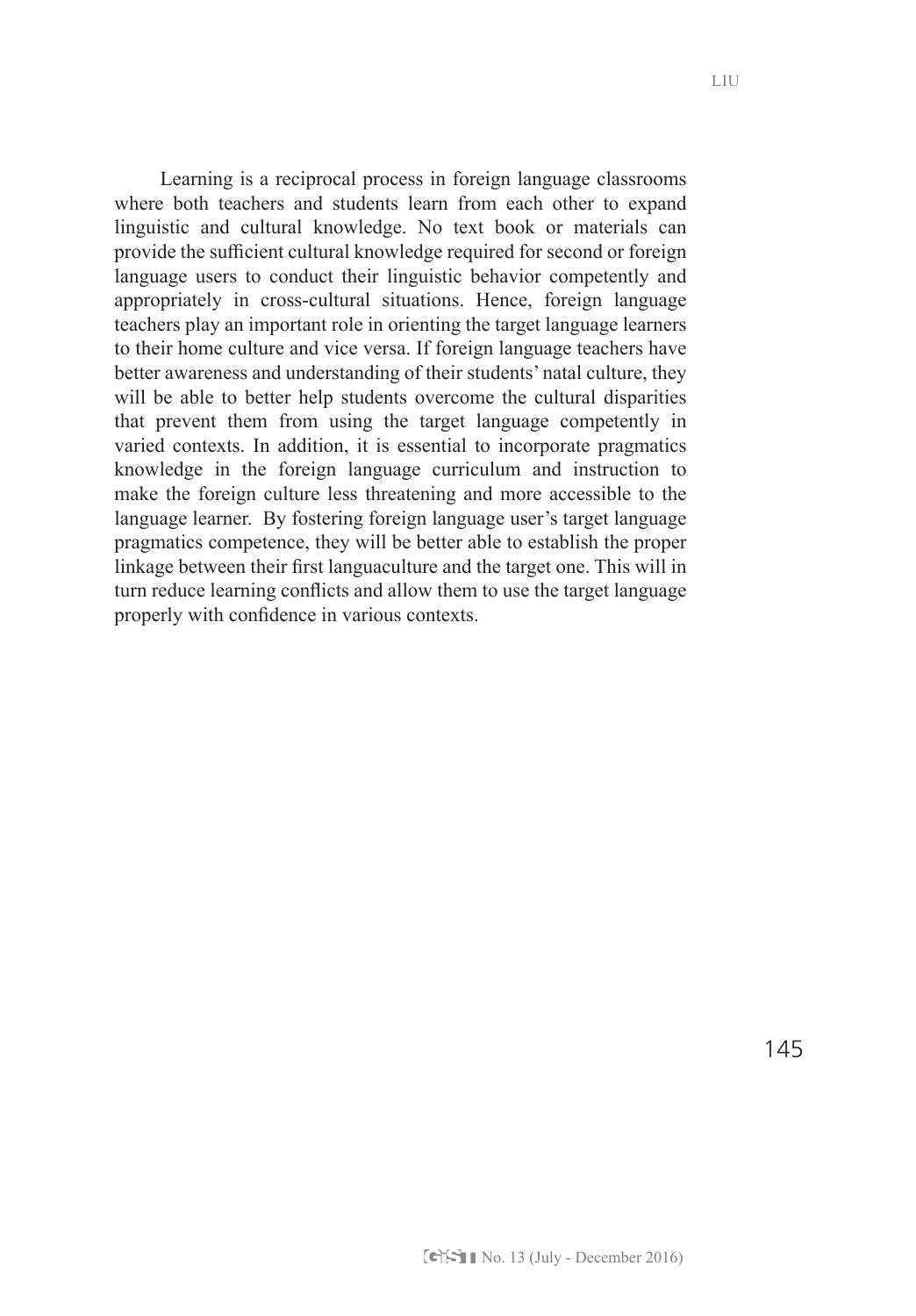Learning is a reciprocal process in foreign language classrooms where both teachers and students learn from each other to expand linguistic and cultural knowledge. No text book or materials can provide the sufficient cultural knowledge required for second or foreign language users to conduct their linguistic behavior competently and appropriately in cross-cultural situations. Hence, foreign language teachers play an important role in orienting the target language learners to their home culture and vice versa. If foreign language teachers have better awareness and understanding of their students' natal culture, they will be able to better help students overcome the cultural disparities that prevent them from using the target language competently in varied contexts. In addition, it is essential to incorporate pragmatics knowledge in the foreign language curriculum and instruction to make the foreign culture less threatening and more accessible to the language learner. By fostering foreign language user's target language pragmatics competence, they will be better able to establish the proper linkage between their first languaculture and the target one. This will in turn reduce learning conflicts and allow them to use the target language properly with confidence in various contexts.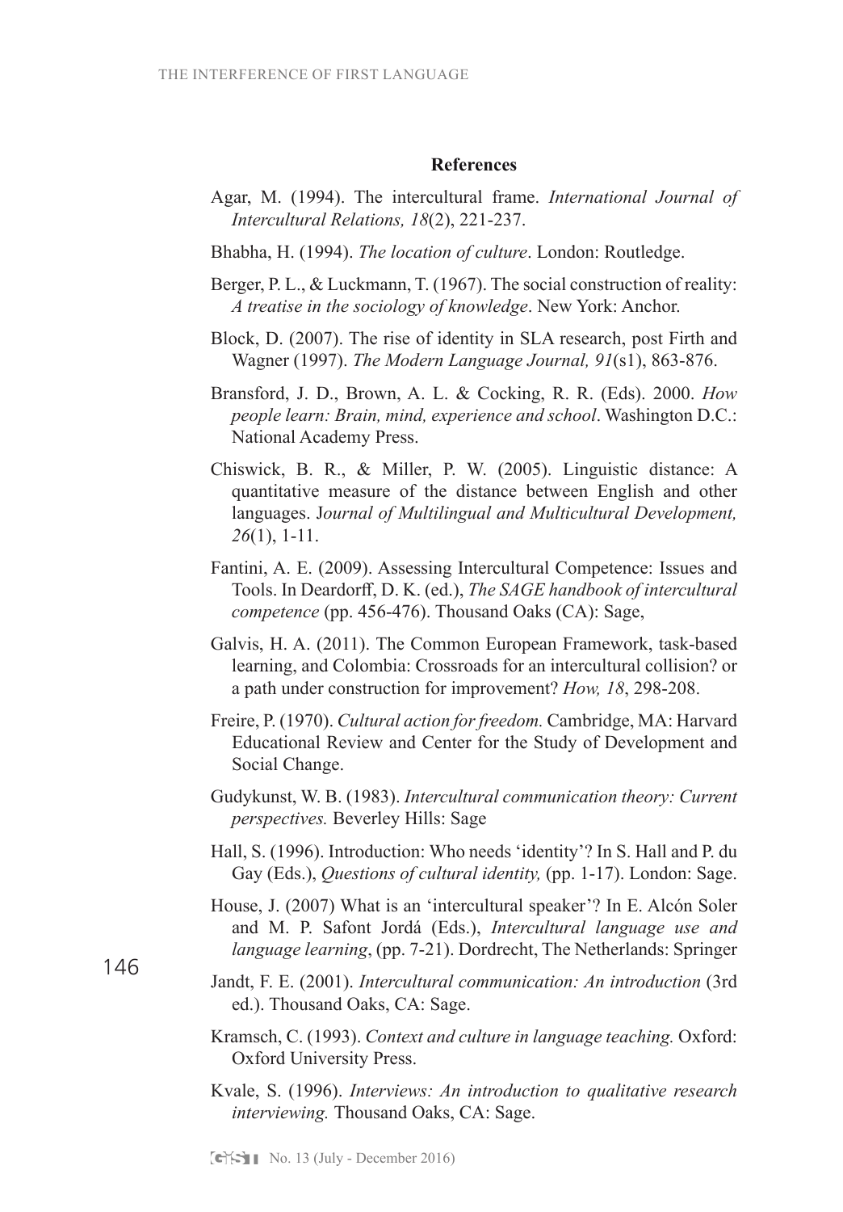**References**

Agar, M. (1994). The intercultural frame. *International Journal of Intercultural Relations, 18*(2), 221-237.

Bhabha, H. (1994). *The location of culture*. London: Routledge.

Berger, P. L., & Luckmann, T. (1967). The social construction of reality: *A treatise in the sociology of knowledge*. New York: Anchor.

Block, D. (2007). The rise of identity in SLA research, post Firth and Wagner (1997). *The Modern Language Journal, 91*(s1), 863-876.

Bransford, J. D., Brown, A. L. & Cocking, R. R. (Eds). 2000. *How people learn: Brain, mind, experience and school*. Washington D.C.: National Academy Press.

Chiswick, B. R., & Miller, P. W. (2005). Linguistic distance: A quantitative measure of the distance between English and other languages. J*ournal of Multilingual and Multicultural Development, 26*(1), 1-11.

Fantini, A. E. (2009). Assessing Intercultural Competence: Issues and Tools. In Deardorff, D. K. (ed.), *The SAGE handbook of intercultural competence* (pp. 456-476). Thousand Oaks (CA): Sage,

Galvis, H. A. (2011). The Common European Framework, task-based learning, and Colombia: Crossroads for an intercultural collision? or a path under construction for improvement? *How, 18*, 298-208.

Freire, P. (1970). *Cultural action for freedom.* Cambridge, MA: Harvard Educational Review and Center for the Study of Development and Social Change.

Gudykunst, W. B. (1983). *Intercultural communication theory: Current perspectives.* Beverley Hills: Sage

Hall, S. (1996). Introduction: Who needs 'identity'? In S. Hall and P. du Gay (Eds.), *Questions of cultural identity,* (pp. 1-17). London: Sage.

House, J. (2007) What is an 'intercultural speaker'? In E. Alcón Soler and M. P. Safont Jordá (Eds.), *Intercultural language use and language learning*, (pp. 7-21). Dordrecht, The Netherlands: Springer

Jandt, F. E. (2001). *Intercultural communication: An introduction* (3rd ed.). Thousand Oaks, CA: Sage.

Kramsch, C. (1993). *Context and culture in language teaching.* Oxford: Oxford University Press.

Kvale, S. (1996). *Interviews: An introduction to qualitative research interviewing.* Thousand Oaks, CA: Sage.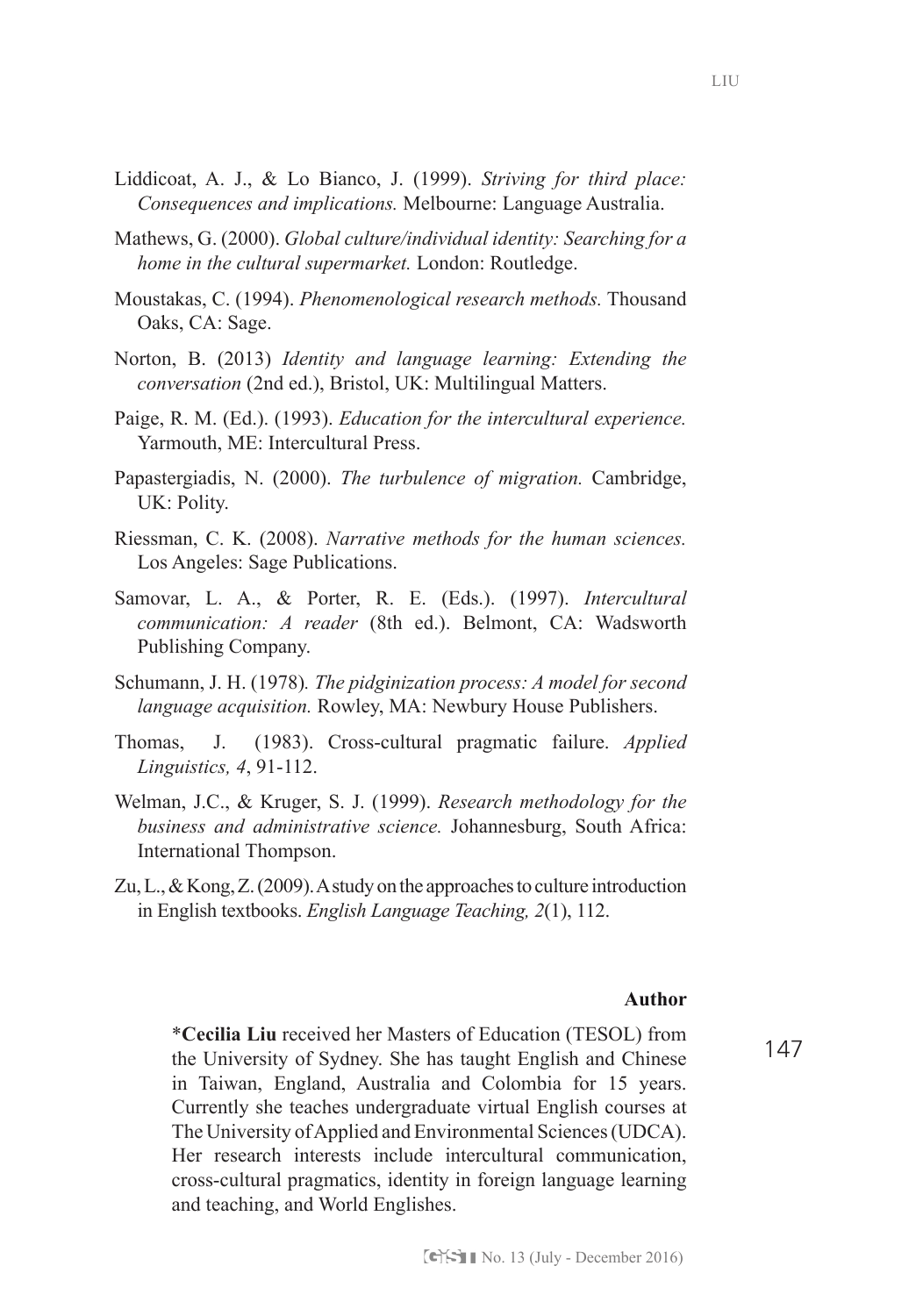Liddicoat, A. J., & Lo Bianco, J. (1999). *Striving for third place: Consequences and implications.* Melbourne: Language Australia.

Mathews, G. (2000). *Global culture/individual identity: Searching for a home in the cultural supermarket.* London: Routledge.

Moustakas, C. (1994). *Phenomenological research methods.* Thousand Oaks, CA: Sage.

Norton, B. (2013) *Identity and language learning: Extending the conversation* (2nd ed.), Bristol, UK: Multilingual Matters.

Paige, R. M. (Ed.). (1993). *Education for the intercultural experience.* Yarmouth, ME: Intercultural Press.

Papastergiadis, N. (2000). *The turbulence of migration.* Cambridge, UK: Polity.

Riessman, C. K. (2008). *Narrative methods for the human sciences.* Los Angeles: Sage Publications.

Samovar, L. A., & Porter, R. E. (Eds.). (1997). *Intercultural communication: A reader* (8th ed.). Belmont, CA: Wadsworth Publishing Company.

Schumann, J. H. (1978). *The pidginization process: A model for second language acquisition.* Rowley, MA: Newbury House Publishers.

Thomas, J. (1983). Cross-cultural pragmatic failure. *Applied Linguistics, 4*, 91-112.

Welman, J.C., & Kruger, S. J. (1999). *Research methodology for the business and administrative science.* Johannesburg, South Africa: International Thompson.

Zu, L., & Kong, Z. (2009). A study on the approaches to culture introduction in English textbooks. *English Language Teaching, 2*(1), 112.

**Author**

\***Cecilia Liu** received her Masters of Education (TESOL) from the University of Sydney. She has taught English and Chinese in Taiwan, England, Australia and Colombia for 15 years. Currently she teaches undergraduate virtual English courses at The University of Applied and Environmental Sciences (UDCA). Her research interests include intercultural communication, cross-cultural pragmatics, identity in foreign language learning and teaching, and World Englishes.